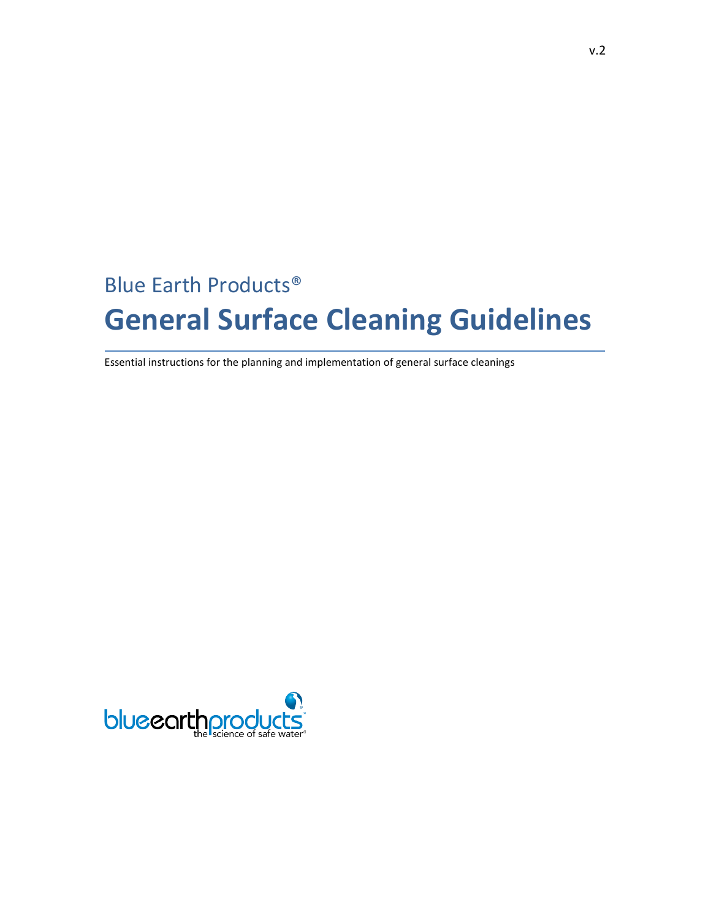v.2

Blue Earth Products®

# General Surface Cleaning Guidelines

Essential instructions for the planning and implementation of general surface cleanings

blueearthproducts™
the science of safe water®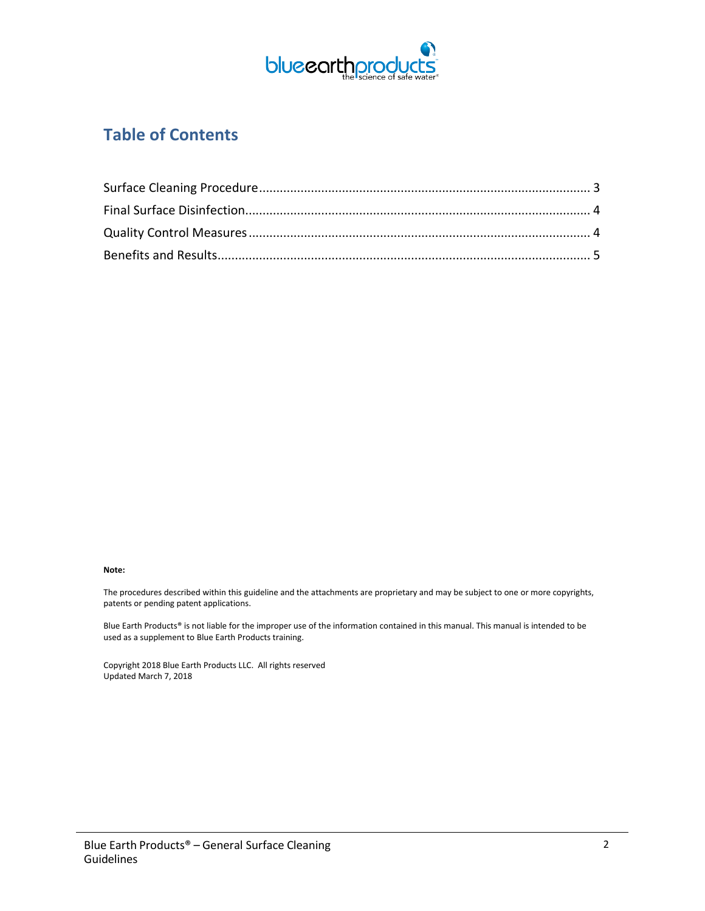## Table of Contents

Surface Cleaning Procedure ............................................................................................. 3
Final Surface Disinfection .................................................................................................. 4
Quality Control Measures .................................................................................................. 4
Benefits and Results ........................................................................................................... 5

**Note:**

The procedures described within this guideline and the attachments are proprietary and may be subject to one or more copyrights, patents or pending patent applications.

Blue Earth Products® is not liable for the improper use of the information contained in this manual. This manual is intended to be used as a supplement to Blue Earth Products training.

Copyright 2018 Blue Earth Products LLC. All rights reserved
Updated March 7, 2018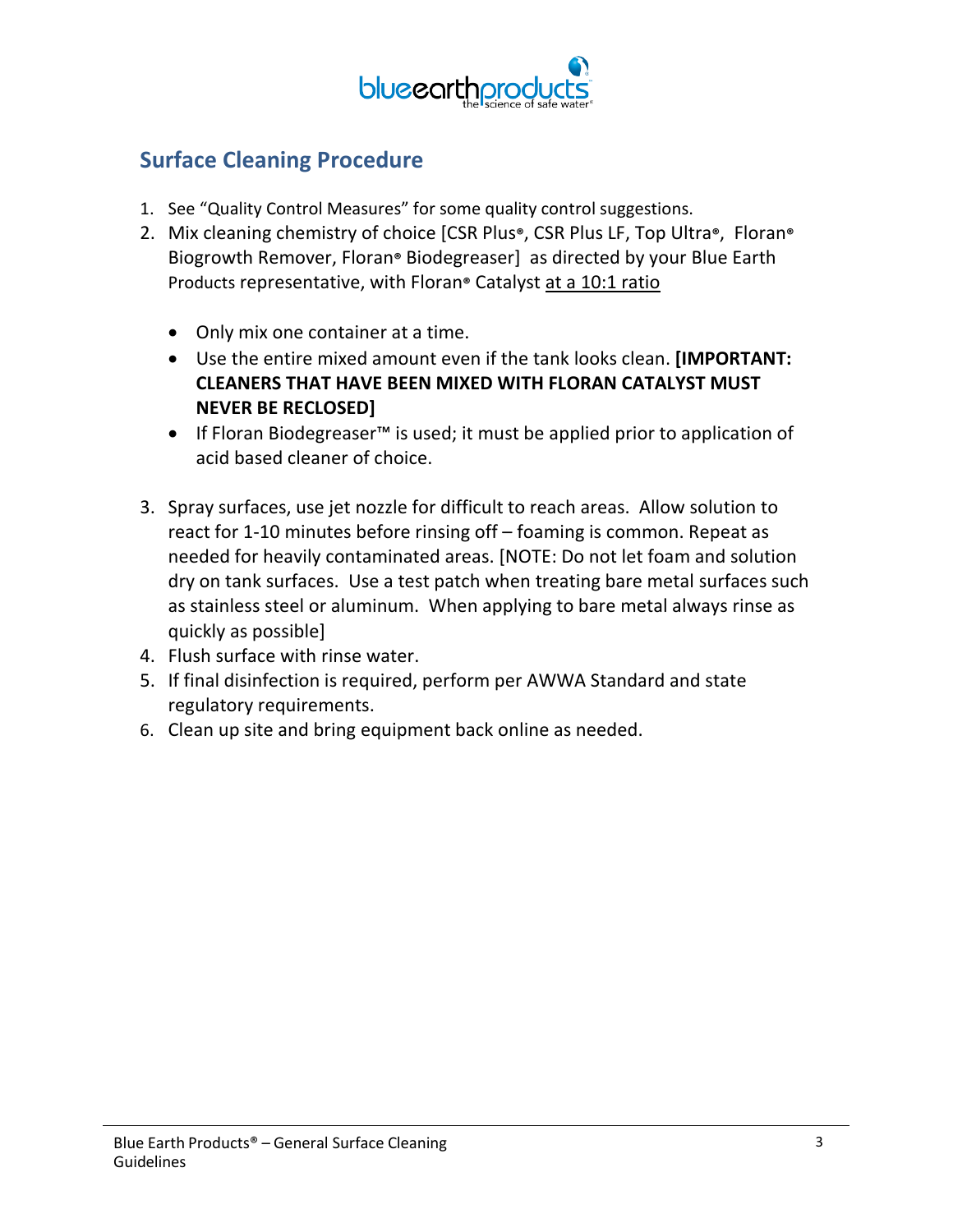## Surface Cleaning Procedure

1. See "Quality Control Measures" for some quality control suggestions.
2. Mix cleaning chemistry of choice [CSR Plus®, CSR Plus LF, Top Ultra®, Floran® Biogrowth Remover, Floran® Biodegreaser] as directed by your Blue Earth Products representative, with Floran® Catalyst <u>at a 10:1 ratio</u>

   - Only mix one container at a time.
   - Use the entire mixed amount even if the tank looks clean. **[IMPORTANT: CLEANERS THAT HAVE BEEN MIXED WITH FLORAN CATALYST MUST NEVER BE RECLOSED]**
   - If Floran Biodegreaser™ is used; it must be applied prior to application of acid based cleaner of choice.

3. Spray surfaces, use jet nozzle for difficult to reach areas. Allow solution to react for 1-10 minutes before rinsing off – foaming is common. Repeat as needed for heavily contaminated areas. [NOTE: Do not let foam and solution dry on tank surfaces. Use a test patch when treating bare metal surfaces such as stainless steel or aluminum. When applying to bare metal always rinse as quickly as possible]
4. Flush surface with rinse water.
5. If final disinfection is required, perform per AWWA Standard and state regulatory requirements.
6. Clean up site and bring equipment back online as needed.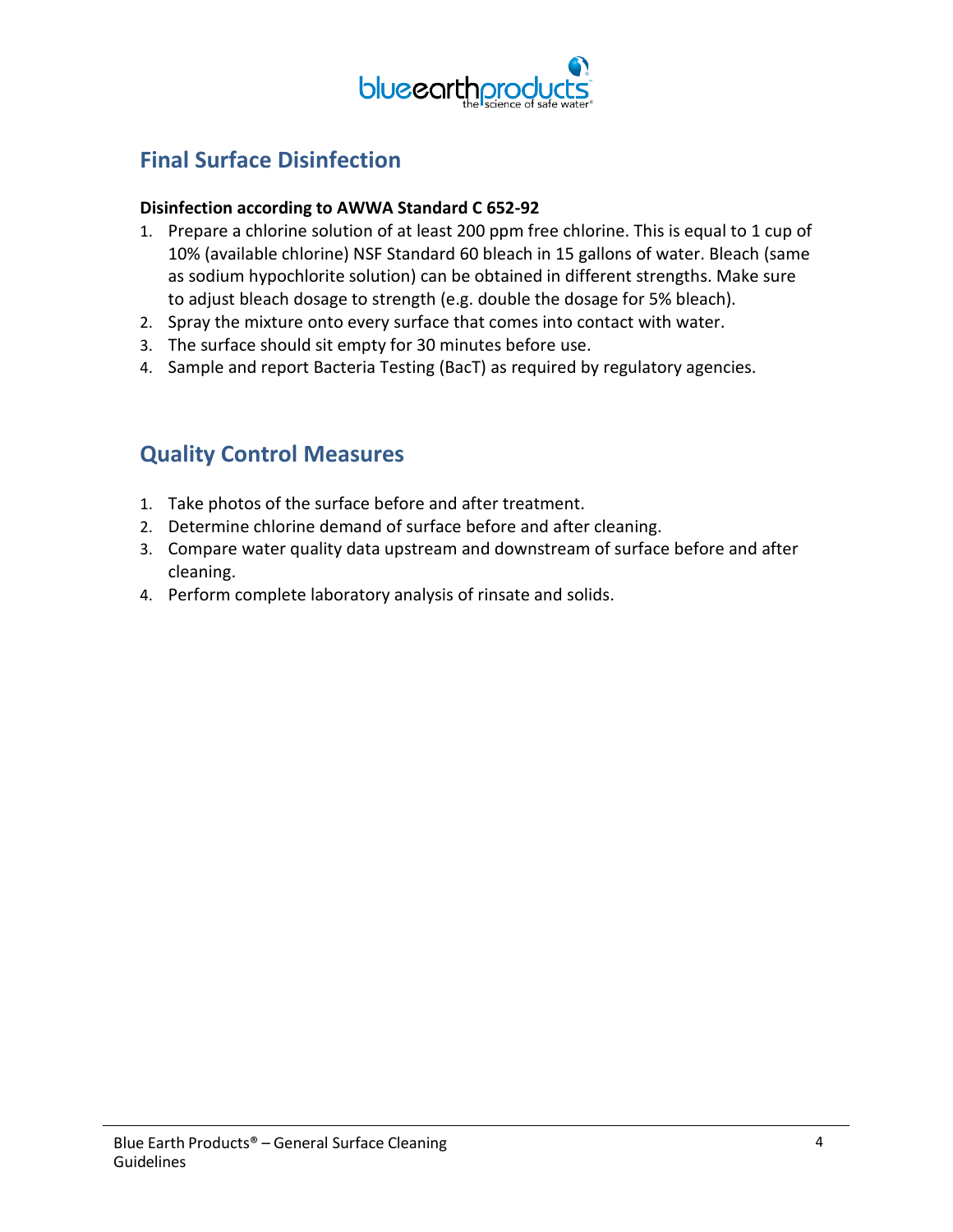## Final Surface Disinfection

**Disinfection according to AWWA Standard C 652-92**

1. Prepare a chlorine solution of at least 200 ppm free chlorine. This is equal to 1 cup of 10% (available chlorine) NSF Standard 60 bleach in 15 gallons of water. Bleach (same as sodium hypochlorite solution) can be obtained in different strengths. Make sure to adjust bleach dosage to strength (e.g. double the dosage for 5% bleach).
2. Spray the mixture onto every surface that comes into contact with water.
3. The surface should sit empty for 30 minutes before use.
4. Sample and report Bacteria Testing (BacT) as required by regulatory agencies.

## Quality Control Measures

1. Take photos of the surface before and after treatment.
2. Determine chlorine demand of surface before and after cleaning.
3. Compare water quality data upstream and downstream of surface before and after cleaning.
4. Perform complete laboratory analysis of rinsate and solids.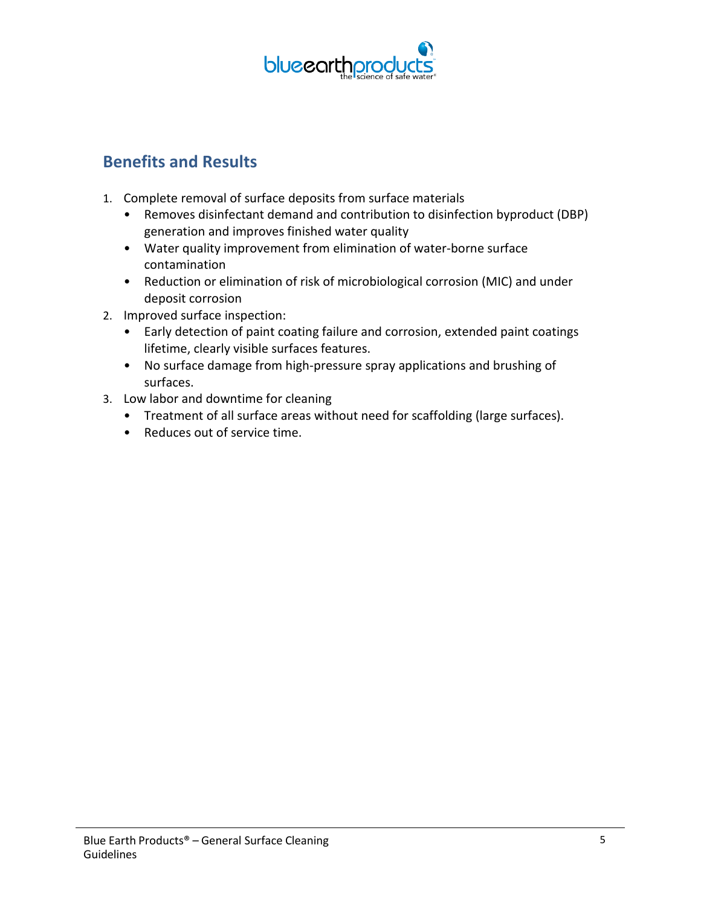## Benefits and Results

1. Complete removal of surface deposits from surface materials
   - Removes disinfectant demand and contribution to disinfection byproduct (DBP) generation and improves finished water quality
   - Water quality improvement from elimination of water-borne surface contamination
   - Reduction or elimination of risk of microbiological corrosion (MIC) and under deposit corrosion
2. Improved surface inspection:
   - Early detection of paint coating failure and corrosion, extended paint coatings lifetime, clearly visible surfaces features.
   - No surface damage from high-pressure spray applications and brushing of surfaces.
3. Low labor and downtime for cleaning
   - Treatment of all surface areas without need for scaffolding (large surfaces).
   - Reduces out of service time.